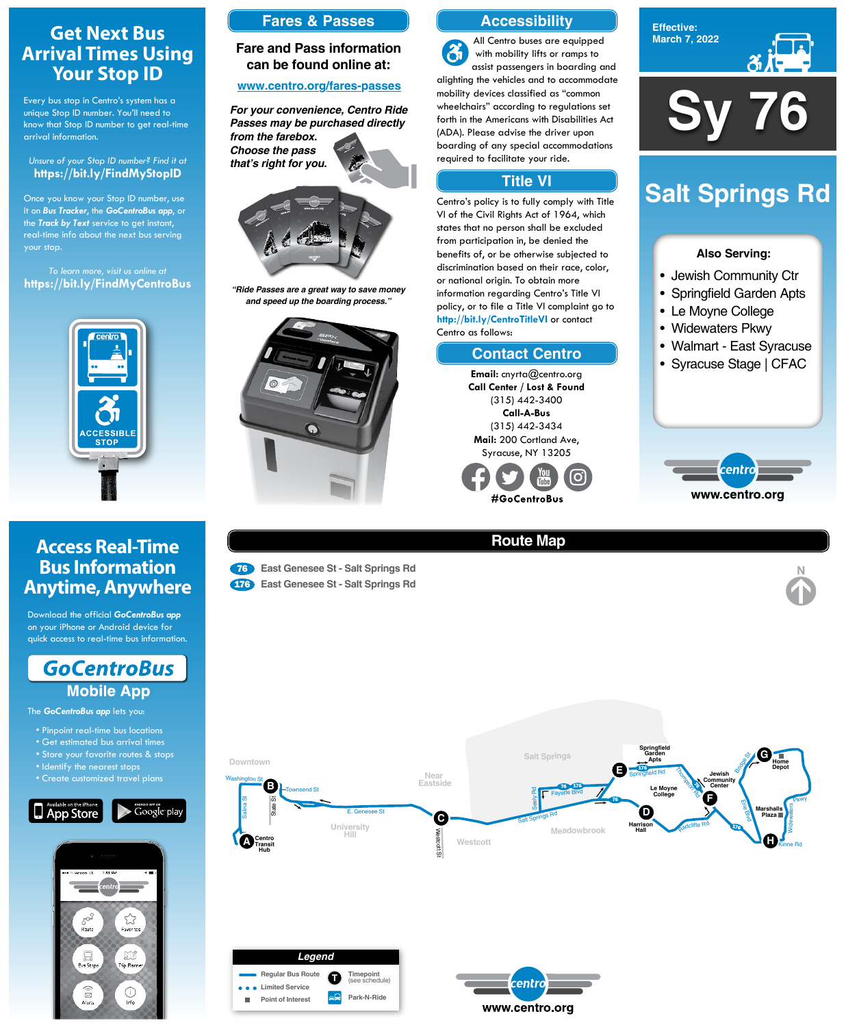# Get Next Bus Arrival Times Using Your Stop ID

Every bus stop in Centro's system has a unique Stop ID number. You'll need to know that Stop ID number to get real-time arrival information.

*Unsure of your Stop ID number? Find it at*
**https://bit.ly/FindMyStopID**

Once you know your Stop ID number, use it on ***Bus Tracker***, the ***GoCentroBus app***, or the ***Track by Text*** service to get instant, real-time info about the next bus serving your stop.

*To learn more, visit us online at*
**https://bit.ly/FindMyCentroBus**

centro
ACCESSIBLE STOP

## Fares & Passes

**Fare and Pass information can be found online at:**

**www.centro.org/fares-passes**

***For your convenience, Centro Ride Passes may be purchased directly from the farebox. Choose the pass that's right for you.***

*"Ride Passes are a great way to save money and speed up the boarding process."*

## Accessibility

All Centro buses are equipped with mobility lifts or ramps to assist passengers in boarding and alighting the vehicles and to accommodate mobility devices classified as "common wheelchairs" according to regulations set forth in the Americans with Disabilities Act (ADA). Please advise the driver upon boarding of any special accommodations required to facilitate your ride.

## Title VI

Centro's policy is to fully comply with Title VI of the Civil Rights Act of 1964, which states that no person shall be excluded from participation in, be denied the benefits of, or be otherwise subjected to discrimination based on their race, color, or national origin. To obtain more information regarding Centro's Title VI policy, or to file a Title VI complaint go to **http://bit.ly/CentroTitleVI** or contact Centro as follows:

## Contact Centro

**Email:** cnyrta@centro.org
**Call Center / Lost & Found**
(315) 442-3400
**Call-A-Bus**
(315) 442-3434
**Mail:** 200 Cortland Ave, Syracuse, NY 13205

**#GoCentroBus**

**Effective:** March 7, 2022

# Sy 76

## Salt Springs Rd

**Also Serving:**

- Jewish Community Ctr
- Springfield Garden Apts
- Le Moyne College
- Widewaters Pkwy
- Walmart - East Syracuse
- Syracuse Stage | CFAC

www.centro.org

# Access Real-Time Bus Information Anytime, Anywhere

Download the official ***GoCentroBus app*** on your iPhone or Android device for quick access to real-time bus information.

## GoCentroBus Mobile App

The ***GoCentroBus app*** lets you:

- Pinpoint real-time bus locations
- Get estimated bus arrival times
- Store your favorite routes & stops
- Identify the nearest stops
- Create customized travel plans

Available on the iPhone App Store | Android App on Google play

## Route Map

- **76** East Genesee St - Salt Springs Rd
- **176** East Genesee St - Salt Springs Rd

Timepoints: A Centro Transit Hub; B; C; D Harrison Hall; E; F Jewish Community Center; G Home Depot; H

Map labels: Downtown, Washington St, Townsend St, Salina St, State St, E. Genesee St, University Hill, Near Eastside, Westcott St, Westcott, Salt Springs, Salt Springs Rd, Seely Rd, Fayette Blvd, Meadowbrook, Springfield Garden Apts, Springfield Rd, Le Moyne College, Thompson Rd, Radcliffe Rd, Bridge St, Erie Blvd, Marshalls Plaza, Widewaters Pkwy, Kinne Rd

**Legend**

| | |
|---|---|
| Regular Bus Route | Timepoint (see schedule) |
| Limited Service | Park-N-Ride |
| Point of Interest | |

www.centro.org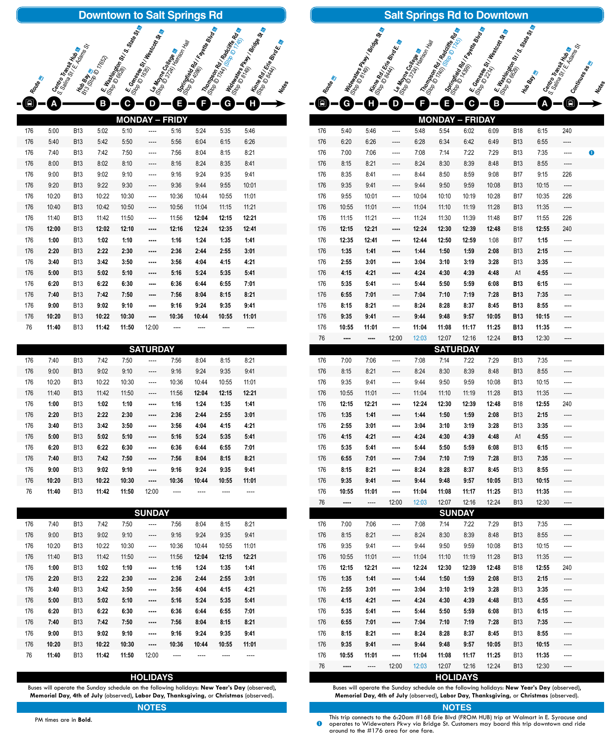## Downtown to Salt Springs Rd

| Route | A: Centro Transit Hub, S Salina St / E. Adams St | Hub Bay | B: E. Washington St / S. State St (Stop ID 6626) | C: E. Genesee St / Westcott St (Stop ID 1635) | D: Le Moyne College (Stop ID 3724) Hanson Hall | E: Springfield Rd / Fayette Blvd (Stop ID 4096) | F: Thompson Rd / Radcliffe Rd (Stop ID 1744) (Stop ID 1745) | G: Widewaters Pkwy / Bridge St (Stop ID 8149) | H: Kinne Rd / Erie Blvd E. (Stop ID 8444) | Notes |
|---|---|---|---|---|---|---|---|---|---|---|
| **MONDAY – FRIDAY** | | | | | | | | | | |
| 176 | 5:00 | B13 | 5:02 | 5:10 | ---- | 5:16 | 5:24 | 5:35 | 5:46 | |
| 176 | 5:40 | B13 | 5:42 | 5:50 | ---- | 5:56 | 6:04 | 6:15 | 6:26 | |
| 176 | 7:40 | B13 | 7:42 | 7:50 | ---- | 7:56 | 8:04 | 8:15 | 8:21 | |
| 176 | 8:00 | B13 | 8:02 | 8:10 | ---- | 8:16 | 8:24 | 8:35 | 8:41 | |
| 176 | 9:00 | B13 | 9:02 | 9:10 | ---- | 9:16 | 9:24 | 9:35 | 9:41 | |
| 176 | 9:20 | B13 | 9:22 | 9:30 | ---- | 9:36 | 9:44 | 9:55 | 10:01 | |
| 176 | 10:20 | B13 | 10:22 | 10:30 | ---- | 10:36 | 10:44 | 10:55 | 11:01 | |
| 176 | 10:40 | B13 | 10:42 | 10:50 | ---- | 10:56 | 11:04 | 11:15 | 11:21 | |
| 176 | 11:40 | B13 | 11:42 | 11:50 | ---- | 11:56 | **12:04** | **12:15** | **12:21** | |
| 176 | **12:00** | B13 | **12:02** | **12:10** | ---- | **12:16** | **12:24** | **12:35** | **12:41** | |
| 176 | **1:00** | B13 | **1:02** | **1:10** | ---- | **1:16** | **1:24** | **1:35** | **1:41** | |
| 176 | **2:20** | B13 | **2:22** | **2:30** | ---- | **2:36** | **2:44** | **2:55** | **3:01** | |
| 176 | **3:40** | B13 | **3:42** | **3:50** | ---- | **3:56** | **4:04** | **4:15** | **4:21** | |
| 176 | **5:00** | B13 | **5:02** | **5:10** | ---- | **5:16** | **5:24** | **5:35** | **5:41** | |
| 176 | **6:20** | B13 | **6:22** | **6:30** | ---- | **6:36** | **6:44** | **6:55** | **7:01** | |
| 176 | **7:40** | B13 | **7:42** | **7:50** | ---- | **7:56** | **8:04** | **8:15** | **8:21** | |
| 176 | **9:00** | B13 | **9:02** | **9:10** | ---- | **9:16** | **9:24** | **9:35** | **9:41** | |
| 176 | **10:20** | B13 | **10:22** | **10:30** | ---- | **10:36** | **10:44** | **10:55** | **11:01** | |
| 76 | **11:40** | B13 | **11:42** | **11:50** | 12:00 | ---- | ---- | ---- | ---- | |
| **SATURDAY** | | | | | | | | | | |
| 176 | 7:40 | B13 | 7:42 | 7:50 | ---- | 7:56 | 8:04 | 8:15 | 8:21 | |
| 176 | 9:00 | B13 | 9:02 | 9:10 | ---- | 9:16 | 9:24 | 9:35 | 9:41 | |
| 176 | 10:20 | B13 | 10:22 | 10:30 | ---- | 10:36 | 10:44 | 10:55 | 11:01 | |
| 176 | 11:40 | B13 | 11:42 | 11:50 | ---- | 11:56 | **12:04** | **12:15** | **12:21** | |
| 176 | **1:00** | B13 | **1:02** | **1:10** | ---- | **1:16** | **1:24** | **1:35** | **1:41** | |
| 176 | **2:20** | B13 | **2:22** | **2:30** | ---- | **2:36** | **2:44** | **2:55** | **3:01** | |
| 176 | **3:40** | B13 | **3:42** | **3:50** | ---- | **3:56** | **4:04** | **4:15** | **4:21** | |
| 176 | **5:00** | B13 | **5:02** | **5:10** | ---- | **5:16** | **5:24** | **5:35** | **5:41** | |
| 176 | **6:20** | B13 | **6:22** | **6:30** | ---- | **6:36** | **6:44** | **6:55** | **7:01** | |
| 176 | **7:40** | B13 | **7:42** | **7:50** | ---- | **7:56** | **8:04** | **8:15** | **8:21** | |
| 176 | **9:00** | B13 | **9:02** | **9:10** | ---- | **9:16** | **9:24** | **9:35** | **9:41** | |
| 176 | **10:20** | B13 | **10:22** | **10:30** | ---- | **10:36** | **10:44** | **10:55** | **11:01** | |
| 76 | **11:40** | B13 | **11:42** | **11:50** | 12:00 | ---- | ---- | ---- | ---- | |
| **SUNDAY** | | | | | | | | | | |
| 176 | 7:40 | B13 | 7:42 | 7:50 | ---- | 7:56 | 8:04 | 8:15 | 8:21 | |
| 176 | 9:00 | B13 | 9:02 | 9:10 | ---- | 9:16 | 9:24 | 9:35 | 9:41 | |
| 176 | 10:20 | B13 | 10:22 | 10:30 | ---- | 10:36 | 10:44 | 10:55 | 11:01 | |
| 176 | 11:40 | B13 | 11:42 | 11:50 | ---- | 11:56 | **12:04** | **12:15** | **12:21** | |
| 176 | **1:00** | B13 | **1:02** | **1:10** | ---- | **1:16** | **1:24** | **1:35** | **1:41** | |
| 176 | **2:20** | B13 | **2:22** | **2:30** | ---- | **2:36** | **2:44** | **2:55** | **3:01** | |
| 176 | **3:40** | B13 | **3:42** | **3:50** | ---- | **3:56** | **4:04** | **4:15** | **4:21** | |
| 176 | **5:00** | B13 | **5:02** | **5:10** | ---- | **5:16** | **5:24** | **5:35** | **5:41** | |
| 176 | **6:20** | B13 | **6:22** | **6:30** | ---- | **6:36** | **6:44** | **6:55** | **7:01** | |
| 176 | **7:40** | B13 | **7:42** | **7:50** | ---- | **7:56** | **8:04** | **8:15** | **8:21** | |
| 176 | **9:00** | B13 | **9:02** | **9:10** | ---- | **9:16** | **9:24** | **9:35** | **9:41** | |
| 176 | **10:20** | B13 | **10:22** | **10:30** | ---- | **10:36** | **10:44** | **10:55** | **11:01** | |
| 76 | **11:40** | B13 | **11:42** | **11:50** | 12:00 | ---- | ---- | ---- | ---- | |

### HOLIDAYS

Buses will operate the Sunday schedule on the following holidays: **New Year's Day** (observed), **Memorial Day, 4th of July** (observed), **Labor Day, Thanksgiving**, or **Christmas** (observed).

### NOTES

PM times are in **Bold**.

## Salt Springs Rd to Downtown

| Route | G: Widewaters Pkwy / Bridge St (Stop ID 8149) | H: Kinne Rd / Erie Blvd E. (Stop ID 8444) | D: Le Moyne College (Stop ID 3724) Hanson Hall | F: Thompson Rd / Radcliffe Rd (Stop ID 1740) (Stop ID 1745) | E: Springfield Rd / Fayette Blvd (Stop ID 4389) | C: E. Genesee St / Westcott St (Stop ID 2214) | B: E. Washington St / S. State St (Stop ID 6629) | Hub Bay | A: Centro Transit Hub, S Salina St / E. Adams St | Continues as | Notes |
|---|---|---|---|---|---|---|---|---|---|---|---|
| **MONDAY – FRIDAY** | | | | | | | | | | | |
| 176 | 5:40 | 5:46 | ---- | 5:48 | 5:54 | 6:02 | 6:09 | B18 | 6:15 | 240 | |
| 176 | 6:20 | 6:26 | ---- | 6:28 | 6:34 | 6:42 | 6:49 | B13 | 6:55 | ---- | |
| 176 | 7:00 | 7:06 | ---- | 7:08 | 7:14 | 7:22 | 7:29 | B13 | 7:35 | ---- | 1 |
| 176 | 8:15 | 8:21 | ---- | 8:24 | 8:30 | 8:39 | 8:48 | B13 | 8:55 | ---- | |
| 176 | 8:35 | 8:41 | ---- | 8:44 | 8:50 | 8:59 | 9:08 | B17 | 9:15 | 226 | |
| 176 | 9:35 | 9:41 | ---- | 9:44 | 9:50 | 9:59 | 10:08 | B13 | 10:15 | ---- | |
| 176 | 9:55 | 10:01 | ---- | 10:04 | 10:10 | 10:19 | 10:28 | B17 | 10:35 | 226 | |
| 176 | 10:55 | 11:01 | ---- | 11:04 | 11:10 | 11:19 | 11:28 | B13 | 11:35 | ---- | |
| 176 | 11:15 | 11:21 | ---- | 11:24 | 11:30 | 11:39 | 11:48 | B17 | 11:55 | 226 | |
| 176 | **12:15** | **12:21** | ---- | **12:24** | **12:30** | **12:39** | **12:48** | B18 | **12:55** | 240 | |
| 176 | **12:35** | **12:41** | ---- | **12:44** | **12:50** | **12:59** | 1:08 | B17 | **1:15** | ---- | |
| 176 | **1:35** | **1:41** | ---- | **1:44** | **1:50** | **1:59** | **2:08** | B13 | **2:15** | ---- | |
| 176 | **2:55** | **3:01** | ---- | **3:04** | **3:10** | **3:19** | **3:28** | B13 | **3:35** | ---- | |
| 176 | **4:15** | **4:21** | ---- | **4:24** | **4:30** | **4:39** | **4:48** | A1 | **4:55** | ---- | |
| 176 | **5:35** | **5:41** | ---- | **5:44** | **5:50** | **5:59** | **6:08** | **B13** | **6:15** | ---- | |
| 176 | **6:55** | **7:01** | ---- | **7:04** | **7:10** | **7:19** | **7:28** | **B13** | **7:35** | ---- | |
| 176 | **8:15** | **8:21** | ---- | **8:24** | **8:28** | **8:37** | **8:45** | **B13** | **8:55** | ---- | |
| 176 | **9:35** | **9:41** | ---- | **9:44** | **9:48** | **9:57** | **10:05** | **B13** | **10:15** | ---- | |
| 176 | **10:55** | **11:01** | ---- | **11:04** | **11:08** | **11:17** | **11:25** | **B13** | **11:35** | ---- | |
| 76 | ---- | ---- | 12:00 | 12:03 | 12:07 | 12:16 | 12:24 | **B13** | 12:30 | ---- | |
| **SATURDAY** | | | | | | | | | | | |
| 176 | 7:00 | 7:06 | ---- | 7:08 | 7:14 | 7:22 | 7:29 | B13 | 7:35 | ---- | |
| 176 | 8:15 | 8:21 | ---- | 8:24 | 8:30 | 8:39 | 8:48 | B13 | 8:55 | ---- | |
| 176 | 9:35 | 9:41 | ---- | 9:44 | 9:50 | 9:59 | 10:08 | B13 | 10:15 | ---- | |
| 176 | 10:55 | 11:01 | ---- | 11:04 | 11:10 | 11:19 | 11:28 | B13 | 11:35 | ---- | |
| 176 | **12:15** | **12:21** | ---- | **12:24** | **12:30** | **12:39** | **12:48** | B18 | **12:55** | 240 | |
| 176 | **1:35** | **1:41** | ---- | **1:44** | **1:50** | **1:59** | **2:08** | B13 | **2:15** | ---- | |
| 176 | **2:55** | **3:01** | ---- | **3:04** | **3:10** | **3:19** | **3:28** | B13 | **3:35** | ---- | |
| 176 | **4:15** | **4:21** | ---- | **4:24** | **4:30** | **4:39** | **4:48** | A1 | **4:55** | ---- | |
| 176 | **5:35** | **5:41** | ---- | **5:44** | **5:50** | **5:59** | **6:08** | B13 | **6:15** | ---- | |
| 176 | **6:55** | **7:01** | ---- | **7:04** | **7:10** | **7:19** | **7:28** | B13 | **7:35** | ---- | |
| 176 | **8:15** | **8:21** | ---- | **8:24** | **8:28** | **8:37** | **8:45** | B13 | **8:55** | ---- | |
| 176 | **9:35** | **9:41** | ---- | **9:44** | **9:48** | **9:57** | **10:05** | B13 | **10:15** | ---- | |
| 176 | **10:55** | **11:01** | ---- | **11:04** | **11:08** | **11:17** | **11:25** | B13 | **11:35** | ---- | |
| 76 | ---- | ---- | 12:00 | 12:03 | 12:07 | 12:16 | 12:24 | B13 | 12:30 | ---- | |
| **SUNDAY** | | | | | | | | | | | |
| 176 | 7:00 | 7:06 | ---- | 7:08 | 7:14 | 7:22 | 7:29 | B13 | 7:35 | ---- | |
| 176 | 8:15 | 8:21 | ---- | 8:24 | 8:30 | 8:39 | 8:48 | B13 | 8:55 | ---- | |
| 176 | 9:35 | 9:41 | ---- | 9:44 | 9:50 | 9:59 | 10:08 | B13 | 10:15 | ---- | |
| 176 | 10:55 | 11:01 | ---- | 11:04 | 11:10 | 11:19 | 11:28 | B13 | 11:35 | ---- | |
| 176 | **12:15** | **12:21** | ---- | **12:24** | **12:30** | **12:39** | **12:48** | B18 | **12:55** | 240 | |
| 176 | **1:35** | **1:41** | ---- | **1:44** | **1:50** | **1:59** | **2:08** | B13 | **2:15** | ---- | |
| 176 | **2:55** | **3:01** | ---- | **3:04** | **3:10** | **3:19** | **3:28** | B13 | **3:35** | ---- | |
| 176 | **4:15** | **4:21** | ---- | **4:24** | **4:30** | **4:39** | **4:48** | B13 | **4:55** | ---- | |
| 176 | **5:35** | **5:41** | ---- | **5:44** | **5:50** | **5:59** | **6:08** | B13 | **6:15** | ---- | |
| 176 | **6:55** | **7:01** | ---- | **7:04** | **7:10** | **7:19** | **7:28** | B13 | **7:35** | ---- | |
| 176 | **8:15** | **8:21** | ---- | **8:24** | **8:28** | **8:37** | **8:45** | B13 | **8:55** | ---- | |
| 176 | **9:35** | **9:41** | ---- | **9:44** | **9:48** | **9:57** | **10:05** | B13 | **10:15** | ---- | |
| 176 | **10:55** | **11:01** | ---- | **11:04** | **11:08** | **11:17** | **11:25** | B13 | **11:35** | ---- | |
| 76 | ---- | ---- | 12:00 | 12:03 | 12:07 | 12:16 | 12:24 | B13 | 12:30 | ---- | |

### HOLIDAYS

Buses will operate the Sunday schedule on the following holidays: **New Year's Day** (observed), **Memorial Day, 4th of July** (observed), **Labor Day, Thanksgiving**, or **Christmas** (observed).

### NOTES

1. This trip connects to the 6:20am #168 Erie Blvd (FROM HUB) trip at Walmart in E. Syracuse and operates to Widewaters Pkwy via Bridge St. Customers may board this trip downtown and ride around to the #176 area for one fare.